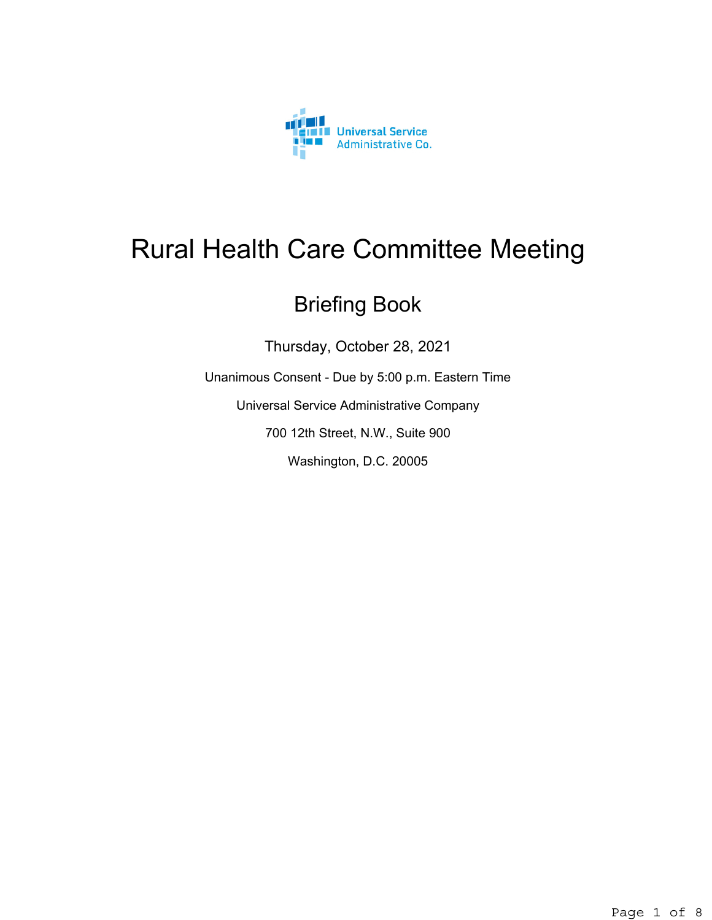Universal Service Administrative Co.

# Rural Health Care Committee Meeting

## Briefing Book

Thursday, October 28, 2021

Unanimous Consent - Due by 5:00 p.m. Eastern Time

Universal Service Administrative Company

700 12th Street, N.W., Suite 900

Washington, D.C. 20005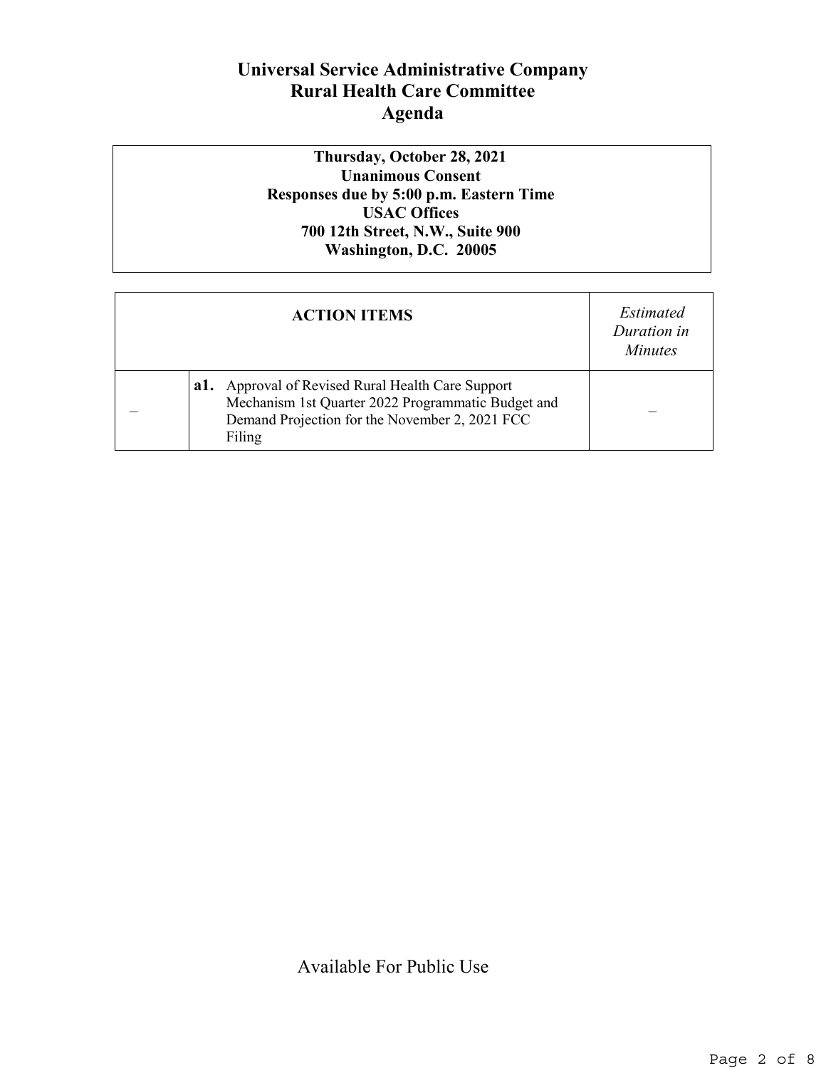# Universal Service Administrative Company
## Rural Health Care Committee
## Agenda

| Thursday, October 28, 2021<br>Unanimous Consent<br>Responses due by 5:00 p.m. Eastern Time<br>USAC Offices<br>700 12th Street, N.W., Suite 900<br>Washington, D.C. 20005 |
|---|

| | **ACTION ITEMS** | *Estimated Duration in Minutes* |
|---|---|---|
| – | **a1.** Approval of Revised Rural Health Care Support Mechanism 1st Quarter 2022 Programmatic Budget and Demand Projection for the November 2, 2021 FCC Filing | – |

Available For Public Use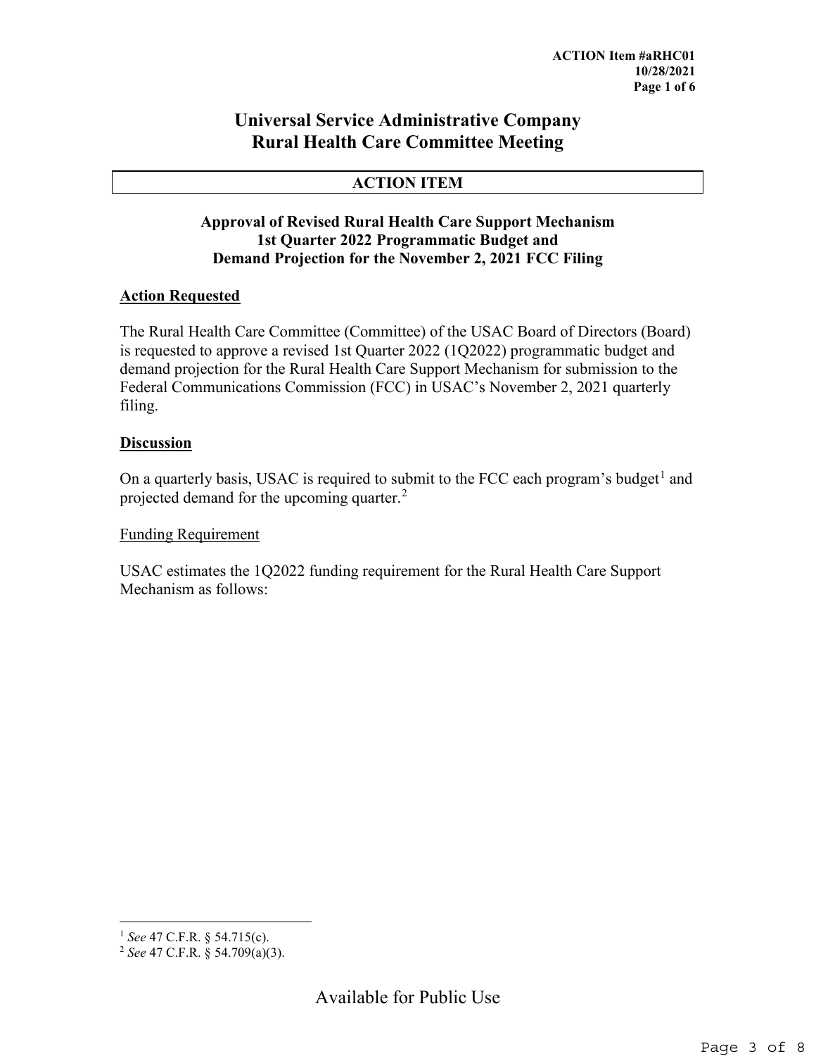**ACTION Item #aRHC01**
**10/28/2021**

# Universal Service Administrative Company
# Rural Health Care Committee Meeting

**ACTION ITEM**

### Approval of Revised Rural Health Care Support Mechanism 1st Quarter 2022 Programmatic Budget and Demand Projection for the November 2, 2021 FCC Filing

**Action Requested**

The Rural Health Care Committee (Committee) of the USAC Board of Directors (Board) is requested to approve a revised 1st Quarter 2022 (1Q2022) programmatic budget and demand projection for the Rural Health Care Support Mechanism for submission to the Federal Communications Commission (FCC) in USAC's November 2, 2021 quarterly filing.

**Discussion**

On a quarterly basis, USAC is required to submit to the FCC each program's budget[1] and projected demand for the upcoming quarter.[2]

Funding Requirement

USAC estimates the 1Q2022 funding requirement for the Rural Health Care Support Mechanism as follows:

[1] *See* 47 C.F.R. § 54.715(c).
[2] *See* 47 C.F.R. § 54.709(a)(3).

Available for Public Use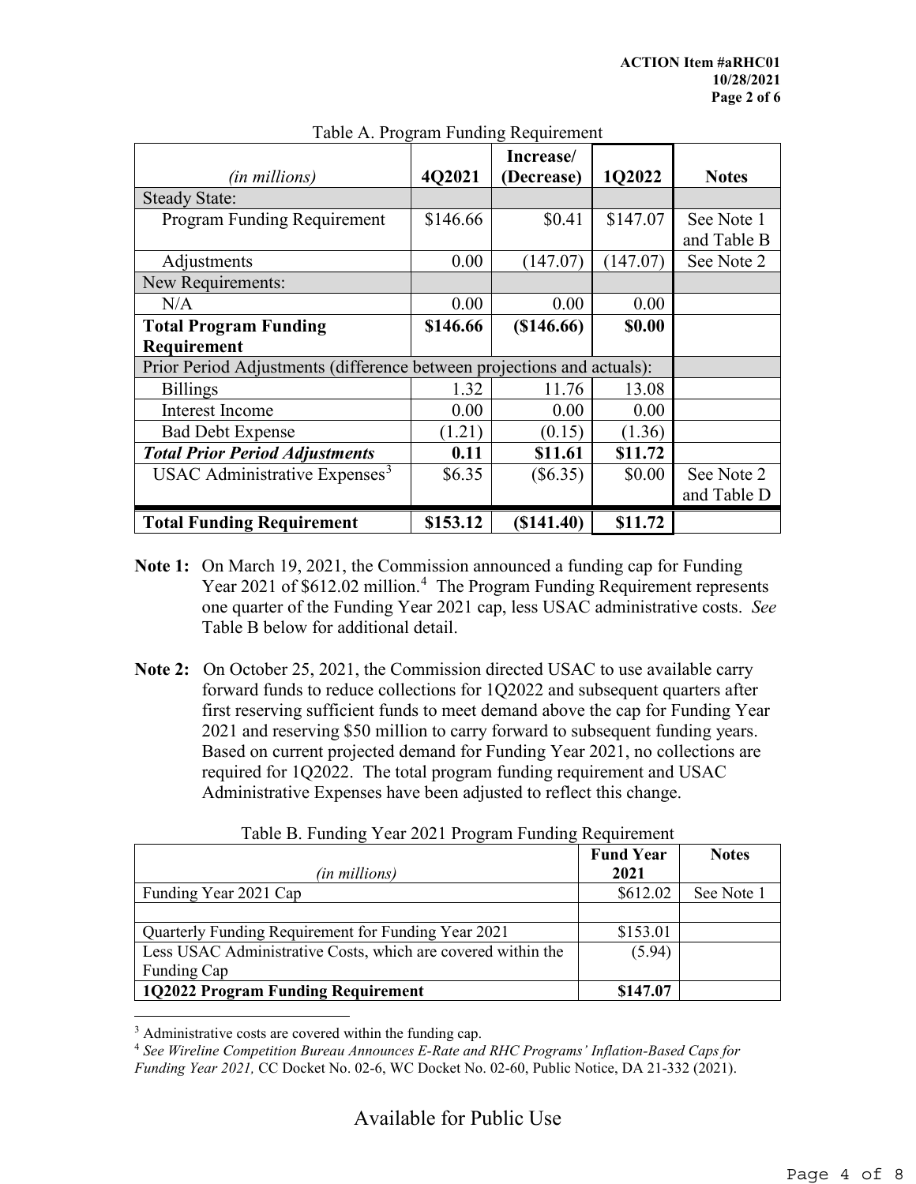Table A. Program Funding Requirement

| *(in millions)* | 4Q2021 | Increase/ (Decrease) | 1Q2022 | Notes |
|---|---|---|---|---|
| Steady State: | | | | |
| Program Funding Requirement | $146.66 | $0.41 | $147.07 | See Note 1 and Table B |
| Adjustments | 0.00 | (147.07) | (147.07) | See Note 2 |
| New Requirements: | | | | |
| N/A | 0.00 | 0.00 | 0.00 | |
| **Total Program Funding Requirement** | **$146.66** | **($146.66)** | **$0.00** | |
| Prior Period Adjustments (difference between projections and actuals): | | | | |
| Billings | 1.32 | 11.76 | 13.08 | |
| Interest Income | 0.00 | 0.00 | 0.00 | |
| Bad Debt Expense | (1.21) | (0.15) | (1.36) | |
| ***Total Prior Period Adjustments*** | **0.11** | **$11.61** | **$11.72** | |
| USAC Administrative Expenses[3] | $6.35 | ($6.35) | $0.00 | See Note 2 and Table D |
| **Total Funding Requirement** | **$153.12** | **($141.40)** | **$11.72** | |

**Note 1:** On March 19, 2021, the Commission announced a funding cap for Funding Year 2021 of $612.02 million.[4] The Program Funding Requirement represents one quarter of the Funding Year 2021 cap, less USAC administrative costs. *See* Table B below for additional detail.

**Note 2:** On October 25, 2021, the Commission directed USAC to use available carry forward funds to reduce collections for 1Q2022 and subsequent quarters after first reserving sufficient funds to meet demand above the cap for Funding Year 2021 and reserving $50 million to carry forward to subsequent funding years. Based on current projected demand for Funding Year 2021, no collections are required for 1Q2022. The total program funding requirement and USAC Administrative Expenses have been adjusted to reflect this change.

Table B. Funding Year 2021 Program Funding Requirement

| *(in millions)* | Fund Year 2021 | Notes |
|---|---|---|
| Funding Year 2021 Cap | $612.02 | See Note 1 |
| | | |
| Quarterly Funding Requirement for Funding Year 2021 | $153.01 | |
| Less USAC Administrative Costs, which are covered within the Funding Cap | (5.94) | |
| **1Q2022 Program Funding Requirement** | **$147.07** | |

[3] Administrative costs are covered within the funding cap.

[4] *See Wireline Competition Bureau Announces E-Rate and RHC Programs' Inflation-Based Caps for Funding Year 2021,* CC Docket No. 02-6, WC Docket No. 02-60, Public Notice, DA 21-332 (2021).

Available for Public Use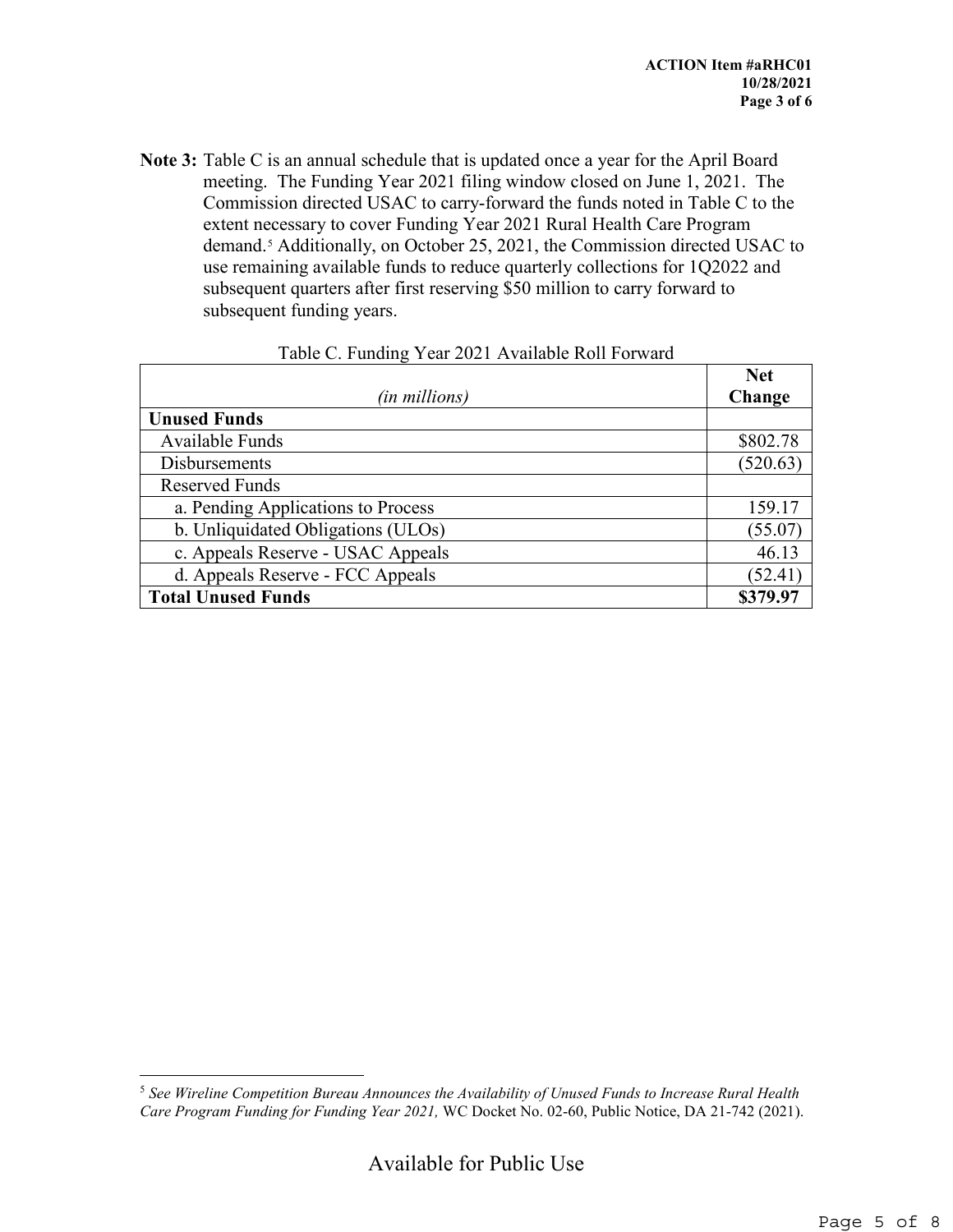**Note 3:** Table C is an annual schedule that is updated once a year for the April Board meeting. The Funding Year 2021 filing window closed on June 1, 2021. The Commission directed USAC to carry-forward the funds noted in Table C to the extent necessary to cover Funding Year 2021 Rural Health Care Program demand.[5] Additionally, on October 25, 2021, the Commission directed USAC to use remaining available funds to reduce quarterly collections for 1Q2022 and subsequent quarters after first reserving $50 million to carry forward to subsequent funding years.

Table C. Funding Year 2021 Available Roll Forward

| *(in millions)* | **Net Change** |
|---|---|
| **Unused Funds** | |
| Available Funds | $802.78 |
| Disbursements | (520.63) |
| Reserved Funds | |
| a. Pending Applications to Process | 159.17 |
| b. Unliquidated Obligations (ULOs) | (55.07) |
| c. Appeals Reserve - USAC Appeals | 46.13 |
| d. Appeals Reserve - FCC Appeals | (52.41) |
| **Total Unused Funds** | **$379.97** |

---

[5] *See Wireline Competition Bureau Announces the Availability of Unused Funds to Increase Rural Health Care Program Funding for Funding Year 2021,* WC Docket No. 02-60, Public Notice, DA 21-742 (2021).

Available for Public Use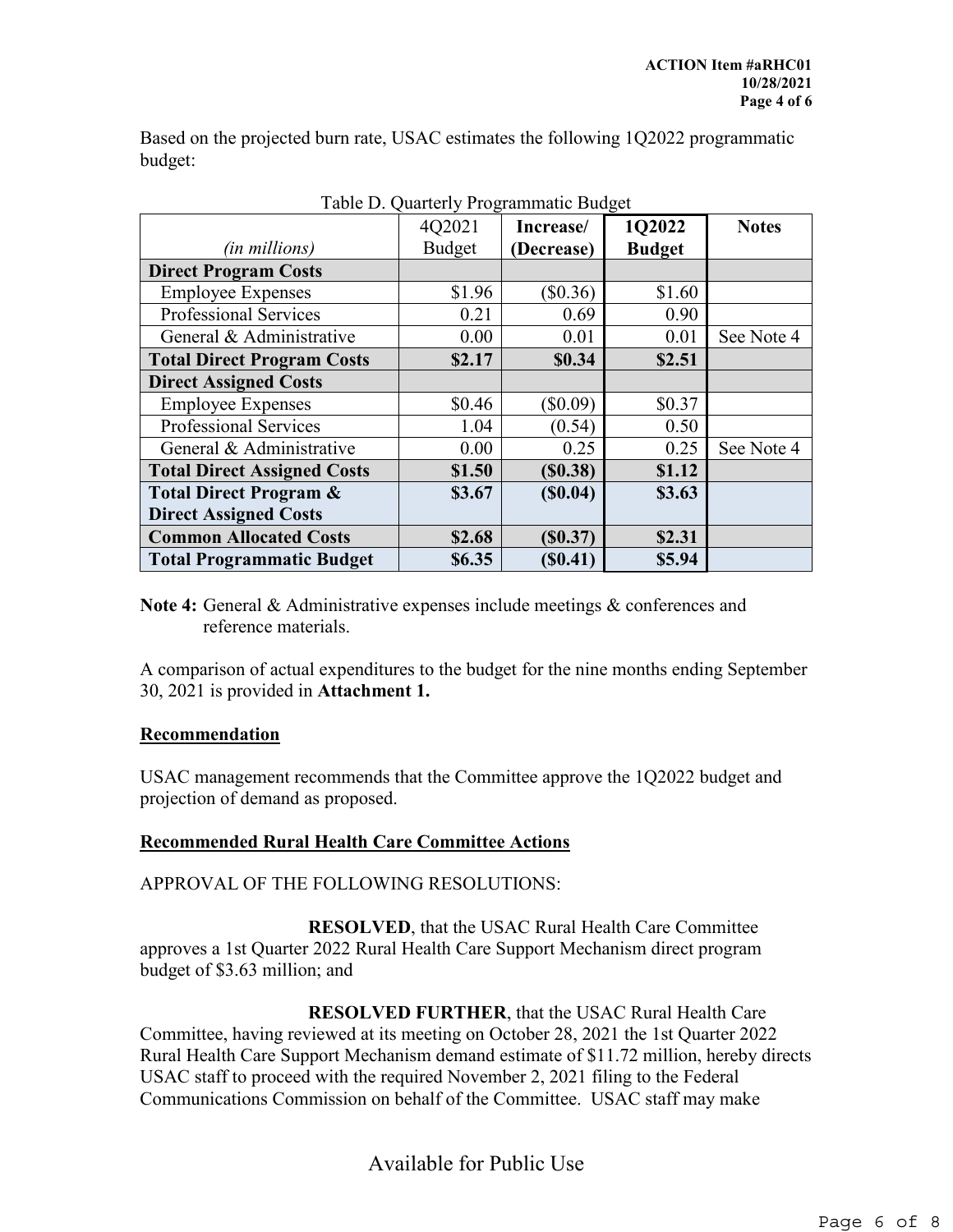Based on the projected burn rate, USAC estimates the following 1Q2022 programmatic budget:

Table D. Quarterly Programmatic Budget

| *(in millions)* | 4Q2021 Budget | **Increase/ (Decrease)** | **1Q2022 Budget** | **Notes** |
|---|---|---|---|---|
| **Direct Program Costs** | | | | |
| Employee Expenses | $1.96 | ($0.36) | $1.60 | |
| Professional Services | 0.21 | 0.69 | 0.90 | |
| General & Administrative | 0.00 | 0.01 | 0.01 | See Note 4 |
| **Total Direct Program Costs** | **$2.17** | **$0.34** | **$2.51** | |
| **Direct Assigned Costs** | | | | |
| Employee Expenses | $0.46 | ($0.09) | $0.37 | |
| Professional Services | 1.04 | (0.54) | 0.50 | |
| General & Administrative | 0.00 | 0.25 | 0.25 | See Note 4 |
| **Total Direct Assigned Costs** | **$1.50** | **($0.38)** | **$1.12** | |
| **Total Direct Program & Direct Assigned Costs** | **$3.67** | **($0.04)** | **$3.63** | |
| **Common Allocated Costs** | **$2.68** | **($0.37)** | **$2.31** | |
| **Total Programmatic Budget** | **$6.35** | **($0.41)** | **$5.94** | |

**Note 4:** General & Administrative expenses include meetings & conferences and reference materials.

A comparison of actual expenditures to the budget for the nine months ending September 30, 2021 is provided in **Attachment 1.**

## Recommendation

USAC management recommends that the Committee approve the 1Q2022 budget and projection of demand as proposed.

## Recommended Rural Health Care Committee Actions

APPROVAL OF THE FOLLOWING RESOLUTIONS:

**RESOLVED**, that the USAC Rural Health Care Committee approves a 1st Quarter 2022 Rural Health Care Support Mechanism direct program budget of $3.63 million; and

**RESOLVED FURTHER**, that the USAC Rural Health Care Committee, having reviewed at its meeting on October 28, 2021 the 1st Quarter 2022 Rural Health Care Support Mechanism demand estimate of $11.72 million, hereby directs USAC staff to proceed with the required November 2, 2021 filing to the Federal Communications Commission on behalf of the Committee. USAC staff may make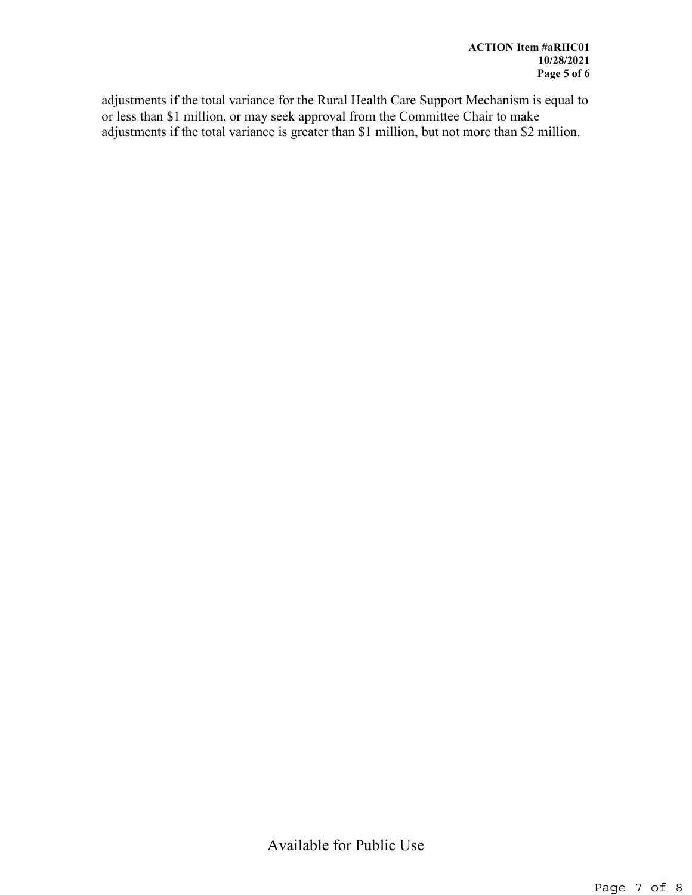adjustments if the total variance for the Rural Health Care Support Mechanism is equal to or less than $1 million, or may seek approval from the Committee Chair to make adjustments if the total variance is greater than $1 million, but not more than $2 million.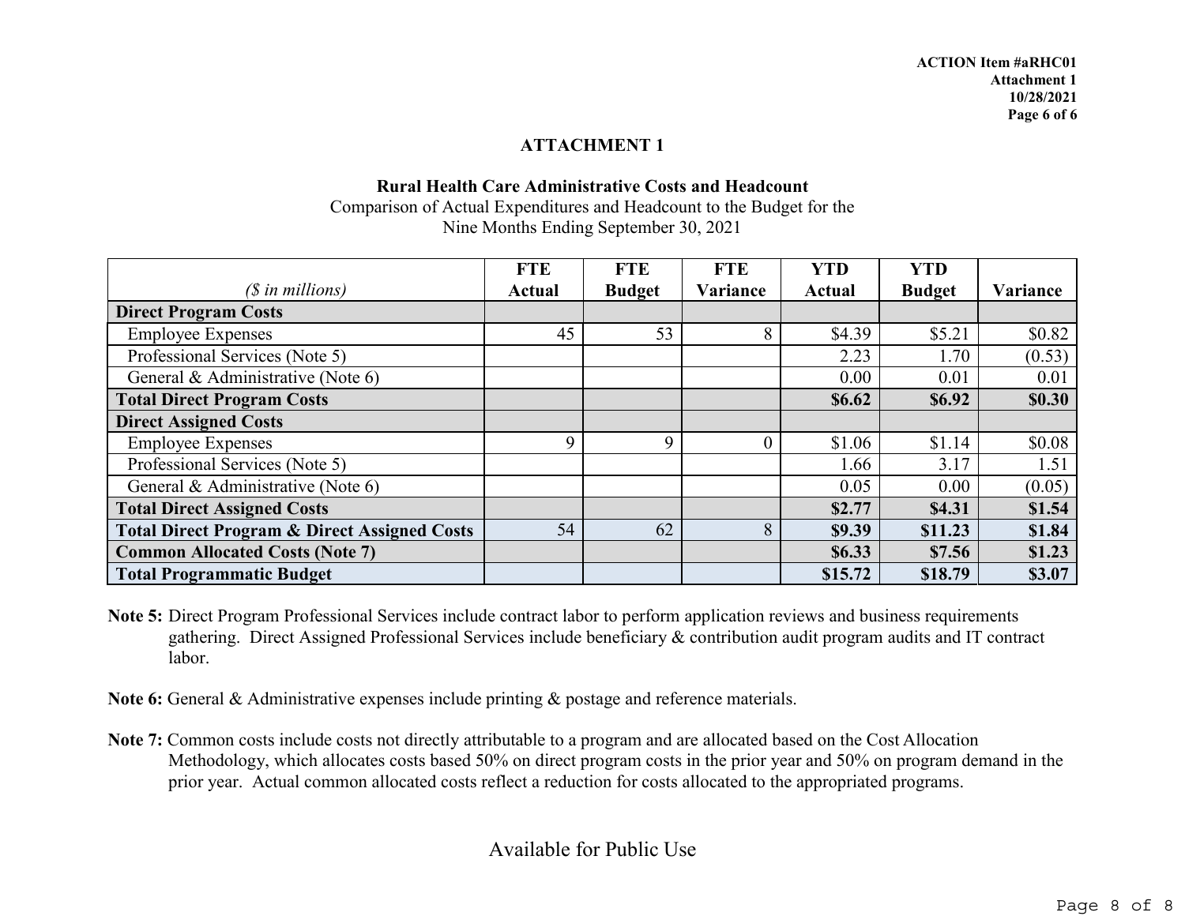ACTION Item #aRHC01
Attachment 1
10/28/2021
Page 6 of 6

## ATTACHMENT 1

### Rural Health Care Administrative Costs and Headcount

Comparison of Actual Expenditures and Headcount to the Budget for the
Nine Months Ending September 30, 2021

| *($ in millions)* | FTE Actual | FTE Budget | FTE Variance | YTD Actual | YTD Budget | Variance |
|---|---|---|---|---|---|---|
| **Direct Program Costs** | | | | | | |
| Employee Expenses | 45 | 53 | 8 | $4.39 | $5.21 | $0.82 |
| Professional Services (Note 5) | | | | 2.23 | 1.70 | (0.53) |
| General & Administrative (Note 6) | | | | 0.00 | 0.01 | 0.01 |
| **Total Direct Program Costs** | | | | **$6.62** | **$6.92** | **$0.30** |
| **Direct Assigned Costs** | | | | | | |
| Employee Expenses | 9 | 9 | 0 | $1.06 | $1.14 | $0.08 |
| Professional Services (Note 5) | | | | 1.66 | 3.17 | 1.51 |
| General & Administrative (Note 6) | | | | 0.05 | 0.00 | (0.05) |
| **Total Direct Assigned Costs** | | | | **$2.77** | **$4.31** | **$1.54** |
| **Total Direct Program & Direct Assigned Costs** | 54 | 62 | 8 | **$9.39** | **$11.23** | **$1.84** |
| **Common Allocated Costs (Note 7)** | | | | **$6.33** | **$7.56** | **$1.23** |
| **Total Programmatic Budget** | | | | **$15.72** | **$18.79** | **$3.07** |

**Note 5:** Direct Program Professional Services include contract labor to perform application reviews and business requirements gathering. Direct Assigned Professional Services include beneficiary & contribution audit program audits and IT contract labor.

**Note 6:** General & Administrative expenses include printing & postage and reference materials.

**Note 7:** Common costs include costs not directly attributable to a program and are allocated based on the Cost Allocation Methodology, which allocates costs based 50% on direct program costs in the prior year and 50% on program demand in the prior year. Actual common allocated costs reflect a reduction for costs allocated to the appropriated programs.

Available for Public Use